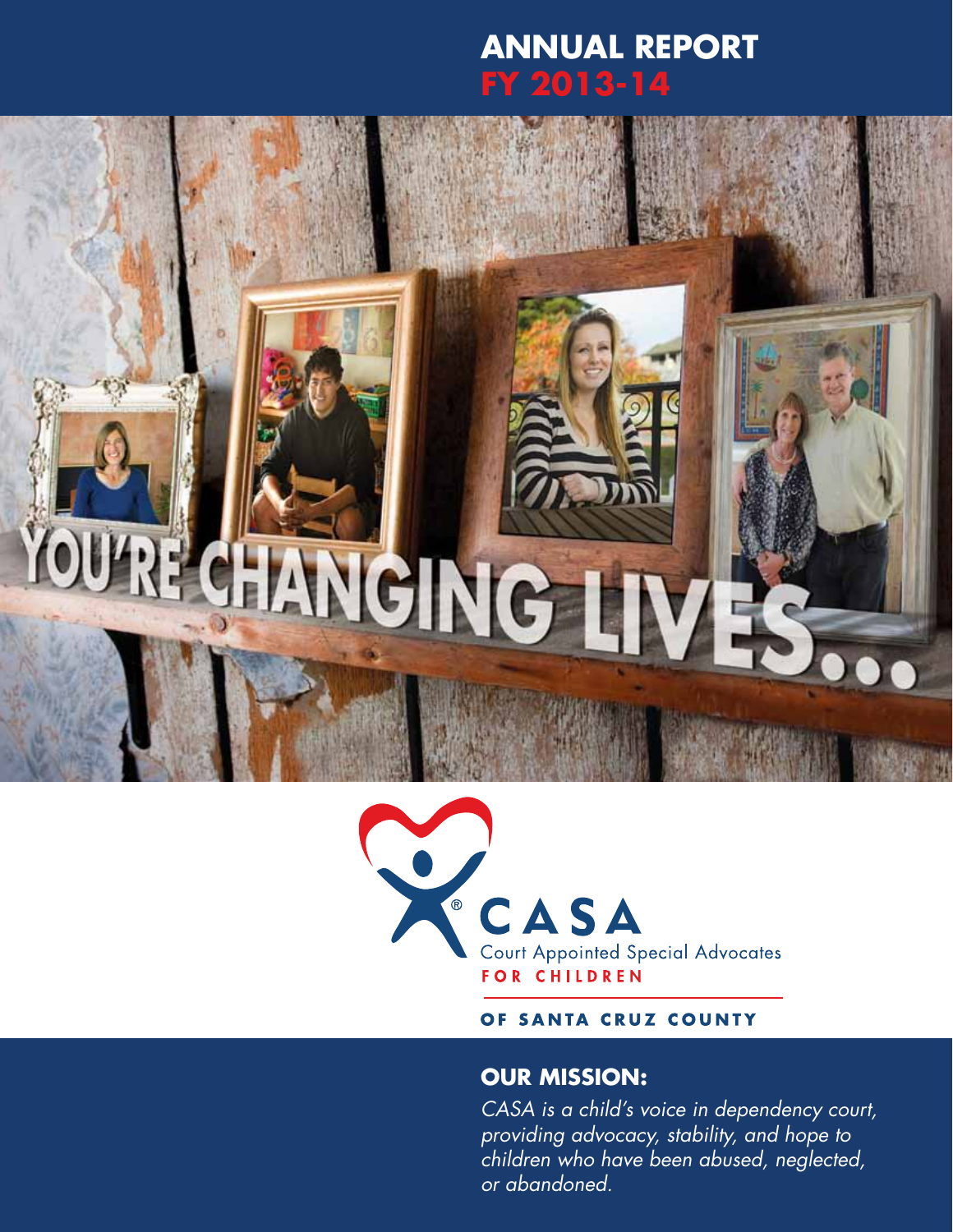# ANNUAL REPORT
# FY 2013-14

YOU'RE CHANGING LIVES...

CASA
Court Appointed Special Advocates
FOR CHILDREN

OF SANTA CRUZ COUNTY

## OUR MISSION:

*CASA is a child's voice in dependency court, providing advocacy, stability, and hope to children who have been abused, neglected, or abandoned.*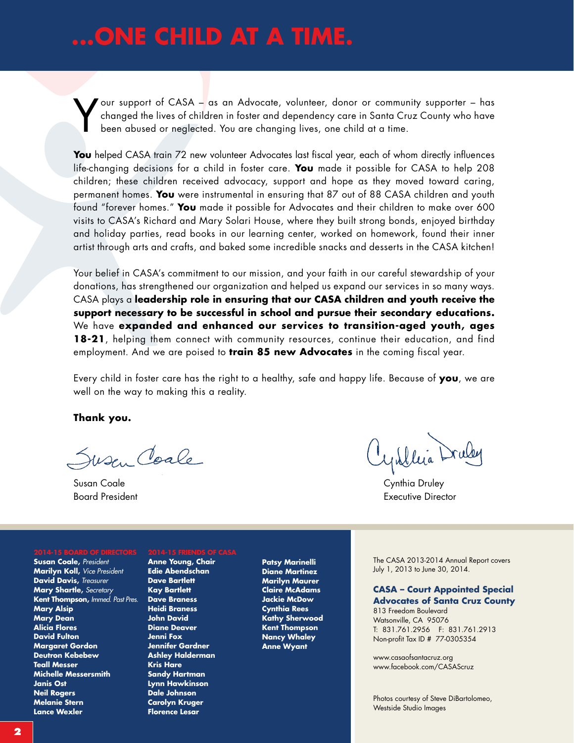# ...ONE CHILD AT A TIME.

Your support of CASA – as an Advocate, volunteer, donor or community supporter – has changed the lives of children in foster and dependency care in Santa Cruz County who have been abused or neglected. You are changing lives, one child at a time.

**You** helped CASA train 72 new volunteer Advocates last fiscal year, each of whom directly influences life-changing decisions for a child in foster care. **You** made it possible for CASA to help 208 children; these children received advocacy, support and hope as they moved toward caring, permanent homes. **You** were instrumental in ensuring that 87 out of 88 CASA children and youth found "forever homes." **You** made it possible for Advocates and their children to make over 600 visits to CASA's Richard and Mary Solari House, where they built strong bonds, enjoyed birthday and holiday parties, read books in our learning center, worked on homework, found their inner artist through arts and crafts, and baked some incredible snacks and desserts in the CASA kitchen!

Your belief in CASA's commitment to our mission, and your faith in our careful stewardship of your donations, has strengthened our organization and helped us expand our services in so many ways. CASA plays a **leadership role in ensuring that our CASA children and youth receive the support necessary to be successful in school and pursue their secondary educations.** We have **expanded and enhanced our services to transition-aged youth, ages 18-21**, helping them connect with community resources, continue their education, and find employment. And we are poised to **train 85 new Advocates** in the coming fiscal year.

Every child in foster care has the right to a healthy, safe and happy life. Because of **you**, we are well on the way to making this a reality.

**Thank you.**

Susan Coale
Board President

Cynthia Druley
Executive Director

**2014-15 BOARD OF DIRECTORS**

**Susan Coale,** *President*
**Marilyn Koll,** *Vice President*
**David Davis,** *Treasurer*
**Mary Shartle,** *Secretary*
**Kent Thompson,** *Immed. Past Pres.*
**Mary Alsip**
**Mary Dean**
**Alicia Flores**
**David Fulton**
**Margaret Gordon**
**Deutron Kebebew**
**Teall Messer**
**Michelle Messersmith**
**Janis Ost**
**Neil Rogers**
**Melanie Stern**
**Lance Wexler**

**2014-15 FRIENDS OF CASA**

**Anne Young, Chair**
**Edie Abendschan**
**Dave Bartlett**
**Kay Bartlett**
**Dave Braness**
**Heidi Braness**
**John David**
**Diane Deaver**
**Jenni Fox**
**Jennifer Gardner**
**Ashley Halderman**
**Kris Hare**
**Sandy Hartman**
**Lynn Hawkinson**
**Dale Johnson**
**Carolyn Kruger**
**Florence Lesar**
**Patsy Marinelli**
**Diane Martinez**
**Marilyn Maurer**
**Claire McAdams**
**Jackie McDow**
**Cynthia Rees**
**Kathy Sherwood**
**Kent Thompson**
**Nancy Whaley**
**Anne Wyant**

The CASA 2013-2014 Annual Report covers July 1, 2013 to June 30, 2014.

**CASA – Court Appointed Special Advocates of Santa Cruz County**
813 Freedom Boulevard
Watsonville, CA 95076
T: 831.761.2956 F: 831.761.2913
Non-profit Tax ID # 77-0305354

www.casaofsantacruz.org
www.facebook.com/CASAScruz

Photos courtesy of Steve DiBartolomeo, Westside Studio Images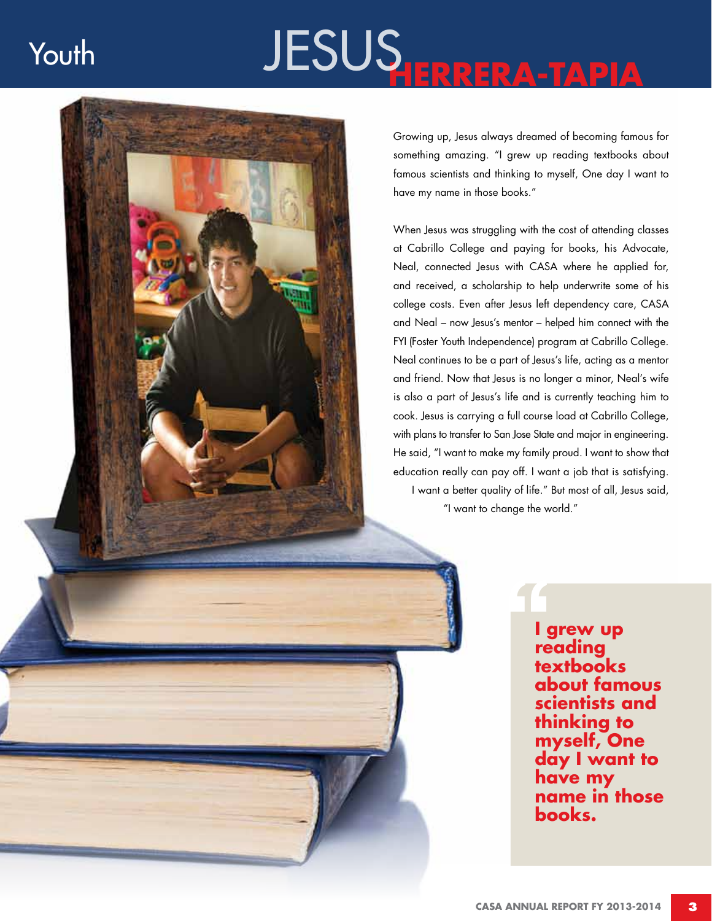Youth

# JESUS HERRERA-TAPIA

Growing up, Jesus always dreamed of becoming famous for something amazing. "I grew up reading textbooks about famous scientists and thinking to myself, One day I want to have my name in those books."

When Jesus was struggling with the cost of attending classes at Cabrillo College and paying for books, his Advocate, Neal, connected Jesus with CASA where he applied for, and received, a scholarship to help underwrite some of his college costs. Even after Jesus left dependency care, CASA and Neal – now Jesus's mentor – helped him connect with the FYI (Foster Youth Independence) program at Cabrillo College. Neal continues to be a part of Jesus's life, acting as a mentor and friend. Now that Jesus is no longer a minor, Neal's wife is also a part of Jesus's life and is currently teaching him to cook. Jesus is carrying a full course load at Cabrillo College, with plans to transfer to San Jose State and major in engineering. He said, "I want to make my family proud. I want to show that education really can pay off. I want a job that is satisfying. I want a better quality of life." But most of all, Jesus said, "I want to change the world."

> **I grew up reading textbooks about famous scientists and thinking to myself, One day I want to have my name in those books.**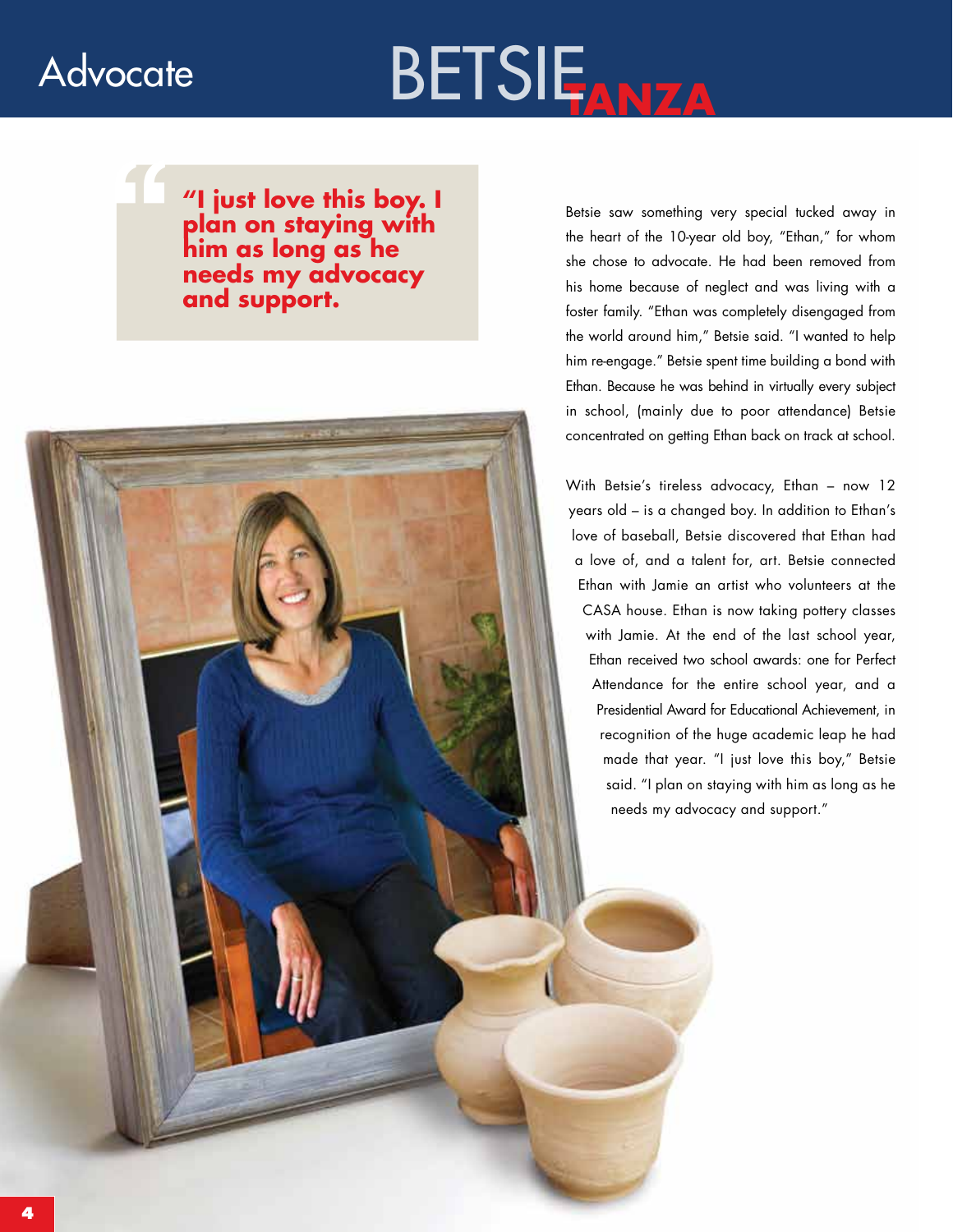Advocate

# BETSIE TANZA

> **"I just love this boy. I plan on staying with him as long as he needs my advocacy and support.**

Betsie saw something very special tucked away in the heart of the 10-year old boy, "Ethan," for whom she chose to advocate. He had been removed from his home because of neglect and was living with a foster family. "Ethan was completely disengaged from the world around him," Betsie said. "I wanted to help him re-engage." Betsie spent time building a bond with Ethan. Because he was behind in virtually every subject in school, (mainly due to poor attendance) Betsie concentrated on getting Ethan back on track at school.

With Betsie's tireless advocacy, Ethan – now 12 years old – is a changed boy. In addition to Ethan's love of baseball, Betsie discovered that Ethan had a love of, and a talent for, art. Betsie connected Ethan with Jamie an artist who volunteers at the CASA house. Ethan is now taking pottery classes with Jamie. At the end of the last school year, Ethan received two school awards: one for Perfect Attendance for the entire school year, and a Presidential Award for Educational Achievement, in recognition of the huge academic leap he had made that year. "I just love this boy," Betsie said. "I plan on staying with him as long as he needs my advocacy and support."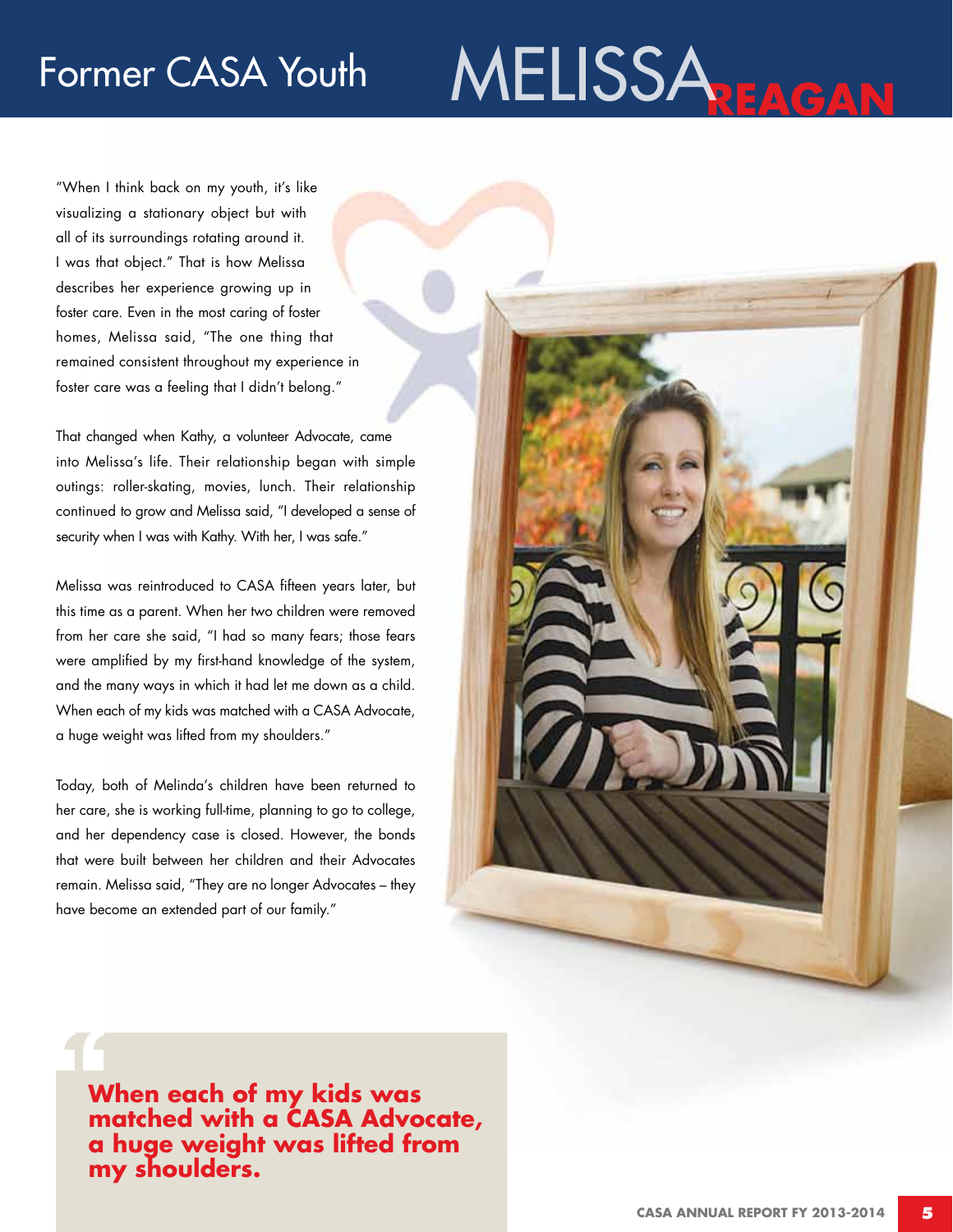# Former CASA Youth MELISSA REAGAN

"When I think back on my youth, it's like visualizing a stationary object but with all of its surroundings rotating around it. I was that object." That is how Melissa describes her experience growing up in foster care. Even in the most caring of foster homes, Melissa said, "The one thing that remained consistent throughout my experience in foster care was a feeling that I didn't belong."

That changed when Kathy, a volunteer Advocate, came into Melissa's life. Their relationship began with simple outings: roller-skating, movies, lunch. Their relationship continued to grow and Melissa said, "I developed a sense of security when I was with Kathy. With her, I was safe."

Melissa was reintroduced to CASA fifteen years later, but this time as a parent. When her two children were removed from her care she said, "I had so many fears; those fears were amplified by my first-hand knowledge of the system, and the many ways in which it had let me down as a child. When each of my kids was matched with a CASA Advocate, a huge weight was lifted from my shoulders."

Today, both of Melinda's children have been returned to her care, she is working full-time, planning to go to college, and her dependency case is closed. However, the bonds that were built between her children and their Advocates remain. Melissa said, "They are no longer Advocates – they have become an extended part of our family."

> **"When each of my kids was matched with a CASA Advocate, a huge weight was lifted from my shoulders.**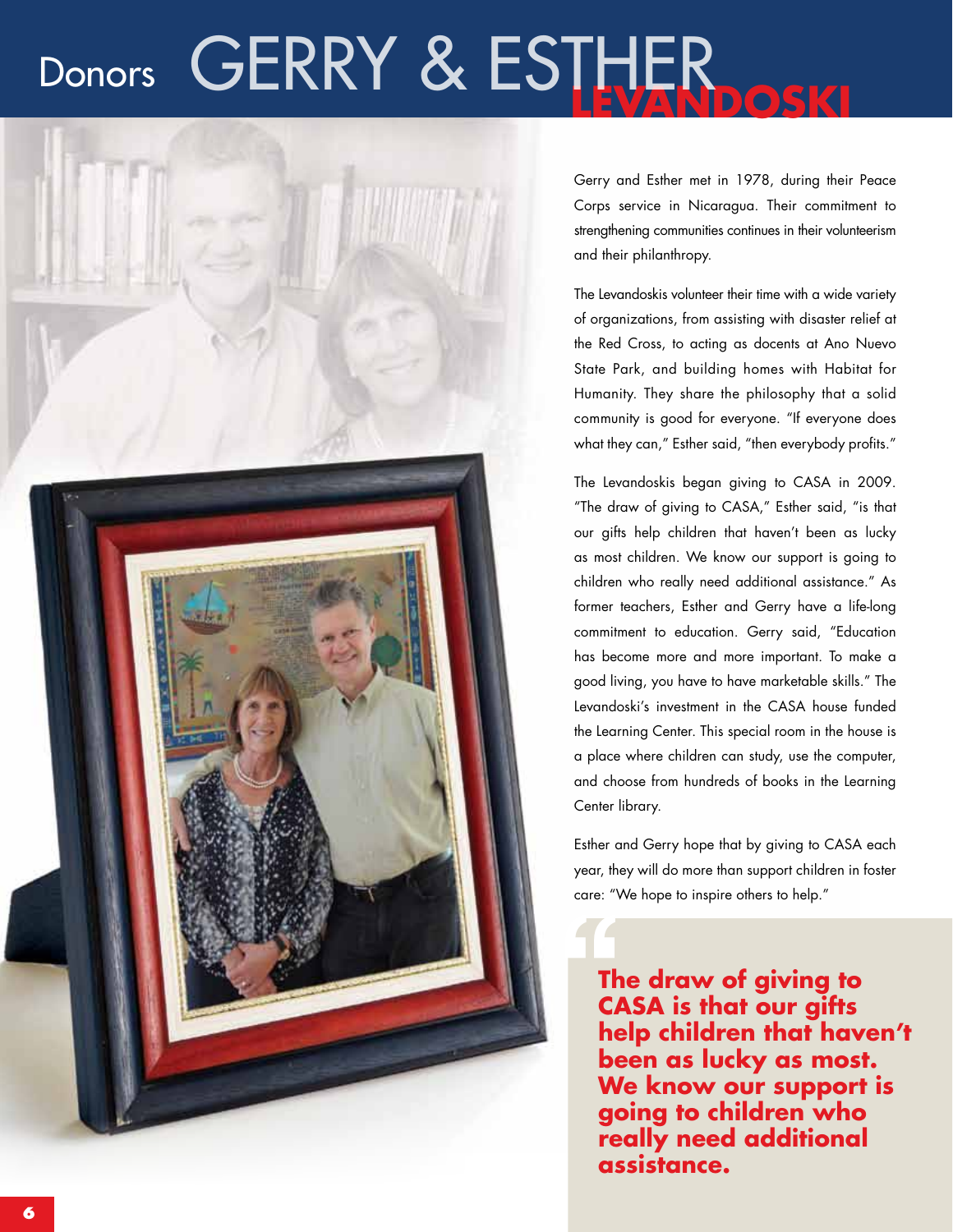# Donors GERRY & ESTHER LEVANDOSKI

Gerry and Esther met in 1978, during their Peace Corps service in Nicaragua. Their commitment to strengthening communities continues in their volunteerism and their philanthropy.

The Levandoskis volunteer their time with a wide variety of organizations, from assisting with disaster relief at the Red Cross, to acting as docents at Ano Nuevo State Park, and building homes with Habitat for Humanity. They share the philosophy that a solid community is good for everyone. "If everyone does what they can," Esther said, "then everybody profits."

The Levandoskis began giving to CASA in 2009. "The draw of giving to CASA," Esther said, "is that our gifts help children that haven't been as lucky as most children. We know our support is going to children who really need additional assistance." As former teachers, Esther and Gerry have a life-long commitment to education. Gerry said, "Education has become more and more important. To make a good living, you have to have marketable skills." The Levandoski's investment in the CASA house funded the Learning Center. This special room in the house is a place where children can study, use the computer, and choose from hundreds of books in the Learning Center library.

Esther and Gerry hope that by giving to CASA each year, they will do more than support children in foster care: "We hope to inspire others to help."

> **"The draw of giving to CASA is that our gifts help children that haven't been as lucky as most. We know our support is going to children who really need additional assistance.**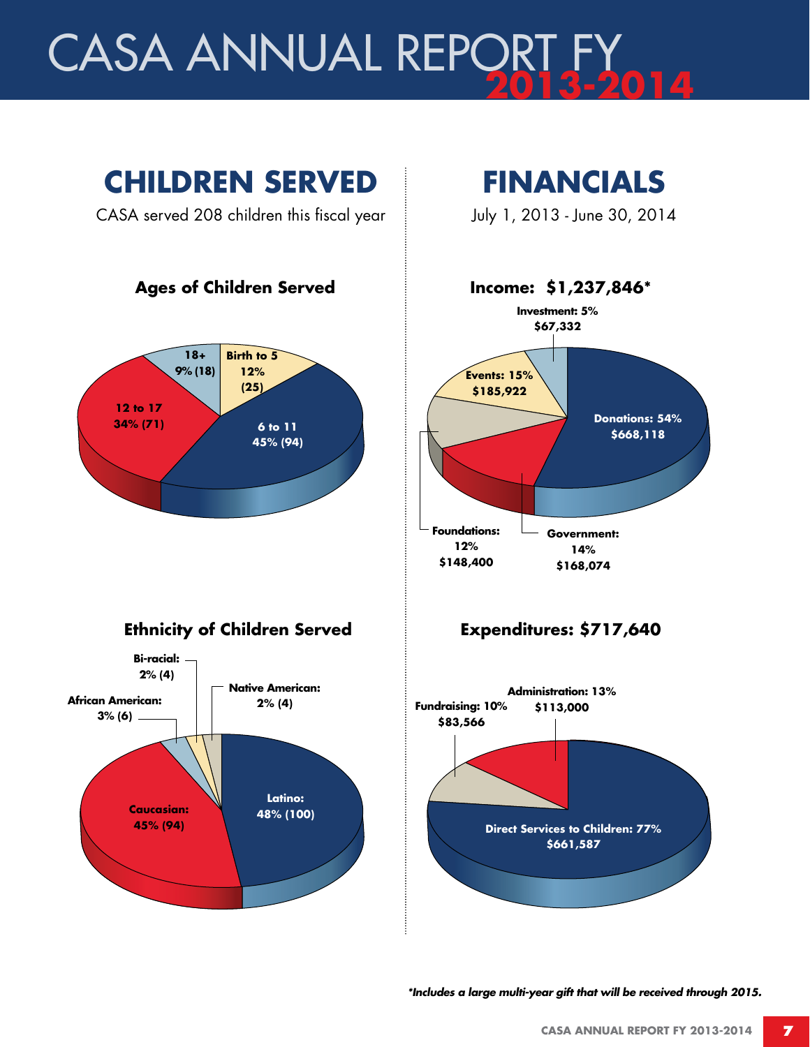# CASA ANNUAL REPORT FY 2013-2014

## CHILDREN SERVED

CASA served 208 children this fiscal year

### Ages of Children Served

- Birth to 5: 12% (25)
- 6 to 11: 45% (94)
- 12 to 17: 34% (71)
- 18+: 9% (18)

### Ethnicity of Children Served

- Latino: 48% (100)
- Caucasian: 45% (94)
- African American: 3% (6)
- Bi-racial: 2% (4)
- Native American: 2% (4)

## FINANCIALS

July 1, 2013 - June 30, 2014

### Income: $1,237,846*

- Donations: 54% $668,118
- Government: 14% $168,074
- Foundations: 12% $148,400
- Events: 15% $185,922
- Investment: 5% $67,332

### Expenditures: $717,640

- Direct Services to Children: 77% $661,587
- Fundraising: 10% $83,566
- Administration: 13% $113,000

*\*Includes a large multi-year gift that will be received through 2015.*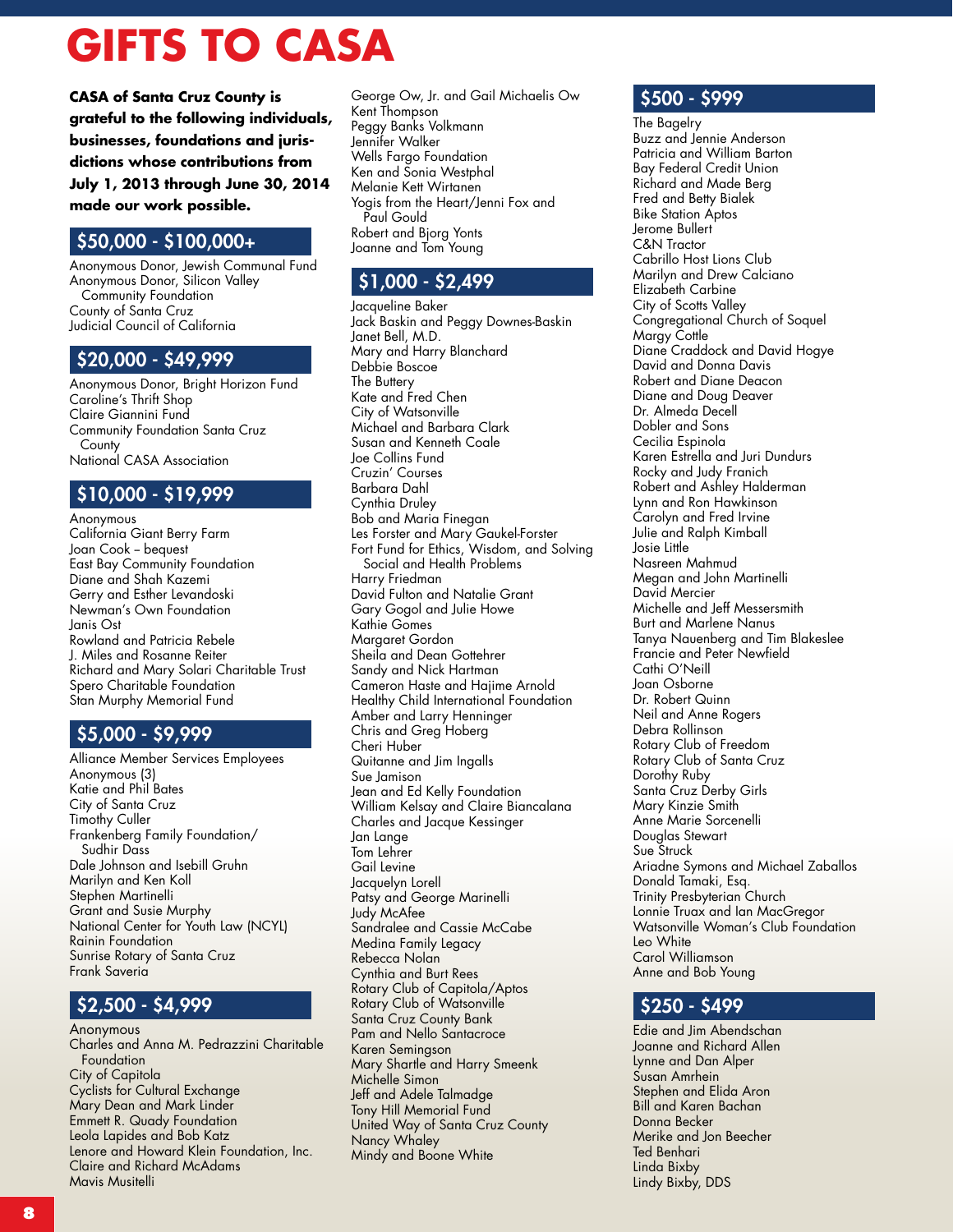# GIFTS TO CASA

**CASA of Santa Cruz County is grateful to the following individuals, businesses, foundations and jurisdictions whose contributions from July 1, 2013 through June 30, 2014 made our work possible.**

## $50,000 - $100,000+

Anonymous Donor, Jewish Communal Fund
Anonymous Donor, Silicon Valley Community Foundation
County of Santa Cruz
Judicial Council of California

## $20,000 - $49,999

Anonymous Donor, Bright Horizon Fund
Caroline's Thrift Shop
Claire Giannini Fund
Community Foundation Santa Cruz County
National CASA Association

## $10,000 - $19,999

Anonymous
California Giant Berry Farm
Joan Cook – bequest
East Bay Community Foundation
Diane and Shah Kazemi
Gerry and Esther Levandoski
Newman's Own Foundation
Janis Ost
Rowland and Patricia Rebele
J. Miles and Rosanne Reiter
Richard and Mary Solari Charitable Trust
Spero Charitable Foundation
Stan Murphy Memorial Fund

## $5,000 - $9,999

Alliance Member Services Employees
Anonymous (3)
Katie and Phil Bates
City of Santa Cruz
Timothy Culler
Frankenberg Family Foundation/ Sudhir Dass
Dale Johnson and Isebill Gruhn
Marilyn and Ken Koll
Stephen Martinelli
Grant and Susie Murphy
National Center for Youth Law (NCYL)
Rainin Foundation
Sunrise Rotary of Santa Cruz
Frank Saveria

## $2,500 - $4,999

Anonymous
Charles and Anna M. Pedrazzini Charitable Foundation
City of Capitola
Cyclists for Cultural Exchange
Mary Dean and Mark Linder
Emmett R. Quady Foundation
Leola Lapides and Bob Katz
Lenore and Howard Klein Foundation, Inc.
Claire and Richard McAdams
Mavis Musitelli
George Ow, Jr. and Gail Michaelis Ow
Kent Thompson
Peggy Banks Volkmann
Jennifer Walker
Wells Fargo Foundation
Ken and Sonia Westphal
Melanie Kett Wirtanen
Yogis from the Heart/Jenni Fox and Paul Gould
Robert and Bjorg Yonts
Joanne and Tom Young

## $1,000 - $2,499

Jacqueline Baker
Jack Baskin and Peggy Downes-Baskin
Janet Bell, M.D.
Mary and Harry Blanchard
Debbie Boscoe
The Buttery
Kate and Fred Chen
City of Watsonville
Michael and Barbara Clark
Susan and Kenneth Coale
Joe Collins Fund
Cruzin' Courses
Barbara Dahl
Cynthia Druley
Bob and Maria Finegan
Les Forster and Mary Gaukel-Forster
Fort Fund for Ethics, Wisdom, and Solving Social and Health Problems
Harry Friedman
David Fulton and Natalie Grant
Gary Gogol and Julie Howe
Kathie Gomes
Margaret Gordon
Sheila and Dean Gottehrer
Sandy and Nick Hartman
Cameron Haste and Hajime Arnold
Healthy Child International Foundation
Amber and Larry Henninger
Chris and Greg Hoberg
Cheri Huber
Quitanne and Jim Ingalls
Sue Jamison
Jean and Ed Kelly Foundation
William Kelsay and Claire Biancalana
Charles and Jacque Kessinger
Jan Lange
Tom Lehrer
Gail Levine
Jacquelyn Lorell
Patsy and George Marinelli
Judy McAfee
Sandralee and Cassie McCabe
Medina Family Legacy
Rebecca Nolan
Cynthia and Burt Rees
Rotary Club of Capitola/Aptos
Rotary Club of Watsonville
Santa Cruz County Bank
Pam and Nello Santacroce
Karen Semingson
Mary Shartle and Harry Smeenk
Michelle Simon
Jeff and Adele Talmadge
Tony Hill Memorial Fund
United Way of Santa Cruz County
Nancy Whaley
Mindy and Boone White

## $500 - $999

The Bagelry
Buzz and Jennie Anderson
Patricia and William Barton
Bay Federal Credit Union
Richard and Made Berg
Fred and Betty Bialek
Bike Station Aptos
Jerome Bullert
C&N Tractor
Cabrillo Host Lions Club
Marilyn and Drew Calciano
Elizabeth Carbine
City of Scotts Valley
Congregational Church of Soquel
Margy Cottle
Diane Craddock and David Hogye
David and Donna Davis
Robert and Diane Deacon
Diane and Doug Deaver
Dr. Almeda Decell
Dobler and Sons
Cecilia Espinola
Karen Estrella and Juri Dundurs
Rocky and Judy Franich
Robert and Ashley Halderman
Lynn and Ron Hawkinson
Carolyn and Fred Irvine
Julie and Ralph Kimball
Josie Little
Nasreen Mahmud
Megan and John Martinelli
David Mercier
Michelle and Jeff Messersmith
Burt and Marlene Nanus
Tanya Nauenberg and Tim Blakeslee
Francie and Peter Newfield
Cathi O'Neill
Joan Osborne
Dr. Robert Quinn
Neil and Anne Rogers
Debra Rollinson
Rotary Club of Freedom
Rotary Club of Santa Cruz
Dorothy Ruby
Santa Cruz Derby Girls
Mary Kinzie Smith
Anne Marie Sorcenelli
Douglas Stewart
Sue Struck
Ariadne Symons and Michael Zaballos
Donald Tamaki, Esq.
Trinity Presbyterian Church
Lonnie Truax and Ian MacGregor
Watsonville Woman's Club Foundation
Leo White
Carol Williamson
Anne and Bob Young

## $250 - $499

Edie and Jim Abendschan
Joanne and Richard Allen
Lynne and Dan Alper
Susan Amrhein
Stephen and Elida Aron
Bill and Karen Bachan
Donna Becker
Merike and Jon Beecher
Ted Benhari
Linda Bixby
Lindy Bixby, DDS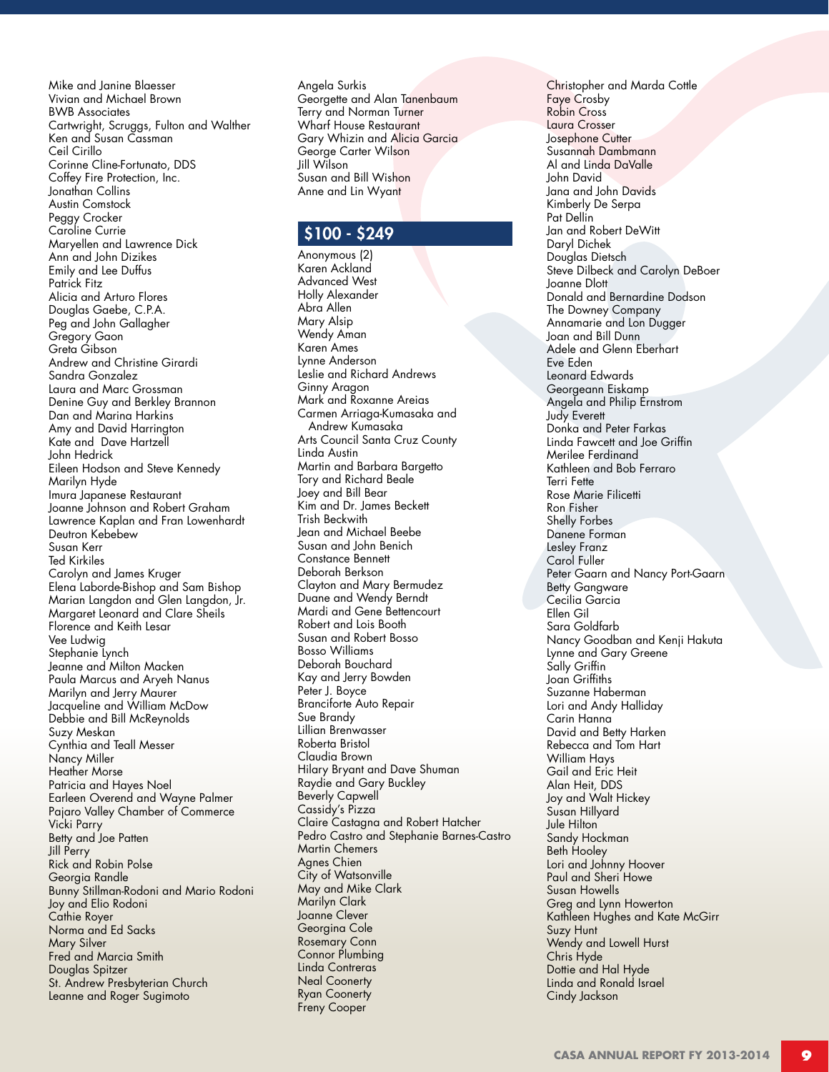Mike and Janine Blaesser
Vivian and Michael Brown
BWB Associates
Cartwright, Scruggs, Fulton and Walther
Ken and Susan Cassman
Ceil Cirillo
Corinne Cline-Fortunato, DDS
Coffey Fire Protection, Inc.
Jonathan Collins
Austin Comstock
Peggy Crocker
Caroline Currie
Maryellen and Lawrence Dick
Ann and John Dizikes
Emily and Lee Duffus
Patrick Fitz
Alicia and Arturo Flores
Douglas Gaebe, C.P.A.
Peg and John Gallagher
Gregory Gaon
Greta Gibson
Andrew and Christine Girardi
Sandra Gonzalez
Laura and Marc Grossman
Denine Guy and Berkley Brannon
Dan and Marina Harkins
Amy and David Harrington
Kate and Dave Hartzell
John Hedrick
Eileen Hodson and Steve Kennedy
Marilyn Hyde
Imura Japanese Restaurant
Joanne Johnson and Robert Graham
Lawrence Kaplan and Fran Lowenhardt
Deutron Kebebew
Susan Kerr
Ted Kirkiles
Carolyn and James Kruger
Elena Laborde-Bishop and Sam Bishop
Marian Langdon and Glen Langdon, Jr.
Margaret Leonard and Clare Sheils
Florence and Keith Lesar
Vee Ludwig
Stephanie Lynch
Jeanne and Milton Macken
Paula Marcus and Aryeh Nanus
Marilyn and Jerry Maurer
Jacqueline and William McDow
Debbie and Bill McReynolds
Suzy Meskan
Cynthia and Teall Messer
Nancy Miller
Heather Morse
Patricia and Hayes Noel
Earleen Overend and Wayne Palmer
Pajaro Valley Chamber of Commerce
Vicki Parry
Betty and Joe Patten
Jill Perry
Rick and Robin Polse
Georgia Randle
Bunny Stillman-Rodoni and Mario Rodoni
Joy and Elio Rodoni
Cathie Royer
Norma and Ed Sacks
Mary Silver
Fred and Marcia Smith
Douglas Spitzer
St. Andrew Presbyterian Church
Leanne and Roger Sugimoto
Angela Surkis
Georgette and Alan Tanenbaum
Terry and Norman Turner
Wharf House Restaurant
Gary Whizin and Alicia Garcia
George Carter Wilson
Jill Wilson
Susan and Bill Wishon
Anne and Lin Wyant

## $100 - $249

Anonymous (2)
Karen Ackland
Advanced West
Holly Alexander
Abra Allen
Mary Alsip
Wendy Aman
Karen Ames
Lynne Anderson
Leslie and Richard Andrews
Ginny Aragon
Mark and Roxanne Areias
Carmen Arriaga-Kumasaka and Andrew Kumasaka
Arts Council Santa Cruz County
Linda Austin
Martin and Barbara Bargetto
Tory and Richard Beale
Joey and Bill Bear
Kim and Dr. James Beckett
Trish Beckwith
Jean and Michael Beebe
Susan and John Benich
Constance Bennett
Deborah Berkson
Clayton and Mary Bermudez
Duane and Wendy Berndt
Mardi and Gene Bettencourt
Robert and Lois Booth
Susan and Robert Bosso
Bosso Williams
Deborah Bouchard
Kay and Jerry Bowden
Peter J. Boyce
Branciforte Auto Repair
Sue Brandy
Lillian Brenwasser
Roberta Bristol
Claudia Brown
Hilary Bryant and Dave Shuman
Raydie and Gary Buckley
Beverly Capwell
Cassidy's Pizza
Claire Castagna and Robert Hatcher
Pedro Castro and Stephanie Barnes-Castro
Martin Chemers
Agnes Chien
City of Watsonville
May and Mike Clark
Marilyn Clark
Joanne Clever
Georgina Cole
Rosemary Conn
Connor Plumbing
Linda Contreras
Neal Coonerty
Ryan Coonerty
Freny Cooper
Christopher and Marda Cottle
Faye Crosby
Robin Cross
Laura Crosser
Josephone Cutter
Susannah Dambmann
Al and Linda DaValle
John David
Jana and John Davids
Kimberly De Serpa
Pat Dellin
Jan and Robert DeWitt
Daryl Dichek
Douglas Dietsch
Steve Dilbeck and Carolyn DeBoer
Joanne Dlott
Donald and Bernardine Dodson
The Downey Company
Annamarie and Lon Dugger
Joan and Bill Dunn
Adele and Glenn Eberhart
Eve Eden
Leonard Edwards
Georgeann Eiskamp
Angela and Philip Ernstrom
Judy Everett
Donka and Peter Farkas
Linda Fawcett and Joe Griffin
Merilee Ferdinand
Kathleen and Bob Ferraro
Terri Fette
Rose Marie Filicetti
Ron Fisher
Shelly Forbes
Danene Forman
Lesley Franz
Carol Fuller
Peter Gaarn and Nancy Port-Gaarn
Betty Gangware
Cecilia Garcia
Ellen Gil
Sara Goldfarb
Nancy Goodban and Kenji Hakuta
Lynne and Gary Greene
Sally Griffin
Joan Griffiths
Suzanne Haberman
Lori and Andy Halliday
Carin Hanna
David and Betty Harken
Rebecca and Tom Hart
William Hays
Gail and Eric Heit
Alan Heit, DDS
Joy and Walt Hickey
Susan Hillyard
Jule Hilton
Sandy Hockman
Beth Hooley
Lori and Johnny Hoover
Paul and Sheri Howe
Susan Howells
Greg and Lynn Howerton
Kathleen Hughes and Kate McGirr
Suzy Hunt
Wendy and Lowell Hurst
Chris Hyde
Dottie and Hal Hyde
Linda and Ronald Israel
Cindy Jackson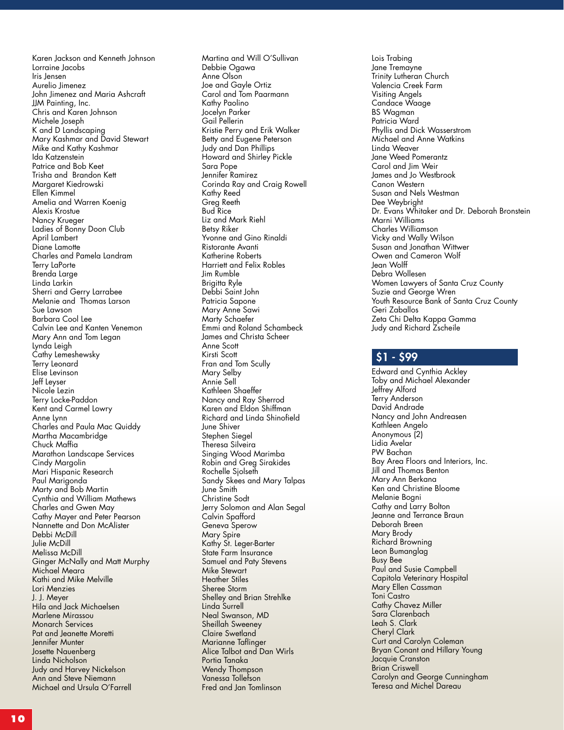Karen Jackson and Kenneth Johnson
Lorraine Jacobs
Iris Jensen
Aurelio Jimenez
John Jimenez and Maria Ashcraft
JJM Painting, Inc.
Chris and Karen Johnson
Michele Joseph
K and D Landscaping
Mary Kashmar and David Stewart
Mike and Kathy Kashmar
Ida Katzenstein
Patrice and Bob Keet
Trisha and Brandon Kett
Margaret Kiedrowski
Ellen Kimmel
Amelia and Warren Koenig
Alexis Krostue
Nancy Krueger
Ladies of Bonny Doon Club
April Lambert
Diane Lamotte
Charles and Pamela Landram
Terry LaPorte
Brenda Large
Linda Larkin
Sherri and Gerry Larrabee
Melanie and Thomas Larson
Sue Lawson
Barbara Cool Lee
Calvin Lee and Kanten Venemon
Mary Ann and Tom Legan
Lynda Leigh
Cathy Lemeshewsky
Terry Leonard
Elise Levinson
Jeff Leyser
Nicole Lezin
Terry Locke-Paddon
Kent and Carmel Lowry
Anne Lynn
Charles and Paula Mac Quiddy
Martha Macambridge
Chuck Maffia
Marathon Landscape Services
Cindy Margolin
Mari Hispanic Research
Paul Marigonda
Marty and Bob Martin
Cynthia and William Mathews
Charles and Gwen May
Cathy Mayer and Peter Pearson
Nannette and Don McAlister
Debbi McDill
Julie McDill
Melissa McDill
Ginger McNally and Matt Murphy
Michael Meara
Kathi and Mike Melville
Lori Menzies
J. J. Meyer
Hila and Jack Michaelsen
Marlene Mirassou
Monarch Services
Pat and Jeanette Moretti
Jennifer Munter
Josette Nauenberg
Linda Nicholson
Judy and Harvey Nickelson
Ann and Steve Niemann
Michael and Ursula O'Farrell
Martina and Will O'Sullivan
Debbie Ogawa
Anne Olson
Joe and Gayle Ortiz
Carol and Tom Paarmann
Kathy Paolino
Jocelyn Parker
Gail Pellerin
Kristie Perry and Erik Walker
Betty and Eugene Peterson
Judy and Dan Phillips
Howard and Shirley Pickle
Sara Pope
Jennifer Ramirez
Corinda Ray and Craig Rowell
Kathy Reed
Greg Reeth
Bud Rice
Liz and Mark Riehl
Betsy Riker
Yvonne and Gino Rinaldi
Ristorante Avanti
Katherine Roberts
Harriett and Felix Robles
Jim Rumble
Brigitta Ryle
Debbi Saint John
Patricia Sapone
Mary Anne Sawi
Marty Schaefer
Emmi and Roland Schambeck
James and Christa Scheer
Anne Scott
Kirsti Scott
Fran and Tom Scully
Mary Selby
Annie Sell
Kathleen Shaeffer
Nancy and Ray Sherrod
Karen and Eldon Shiffman
Richard and Linda Shinofield
June Shiver
Stephen Siegel
Theresa Silveira
Singing Wood Marimba
Robin and Greg Sirakides
Rochelle Sjolseth
Sandy Skees and Mary Talpas
June Smith
Christine Sodt
Jerry Solomon and Alan Segal
Calvin Spafford
Geneva Sperow
Mary Spire
Kathy St. Leger-Barter
State Farm Insurance
Samuel and Paty Stevens
Mike Stewart
Heather Stiles
Sheree Storm
Shelley and Brian Strehlke
Linda Surrell
Neal Swanson, MD
Sheillah Sweeney
Claire Swetland
Marianne Taflinger
Alice Talbot and Dan Wirls
Portia Tanaka
Wendy Thompson
Vanessa Tollefson
Fred and Jan Tomlinson
Lois Trabing
Jane Tremayne
Trinity Lutheran Church
Valencia Creek Farm
Visiting Angels
Candace Waage
BS Wagman
Patricia Ward
Phyllis and Dick Wasserstrom
Michael and Anne Watkins
Linda Weaver
Jane Weed Pomerantz
Carol and Jim Weir
James and Jo Westbrook
Canon Western
Susan and Nels Westman
Dee Weybright
Dr. Evans Whitaker and Dr. Deborah Bronstein
Marni Williams
Charles Williamson
Vicky and Wally Wilson
Susan and Jonathan Wittwer
Owen and Cameron Wolf
Jean Wolff
Debra Wollesen
Women Lawyers of Santa Cruz County
Suzie and George Wren
Youth Resource Bank of Santa Cruz County
Geri Zaballos
Zeta Chi Delta Kappa Gamma
Judy and Richard Zscheile

## $1 - $99

Edward and Cynthia Ackley
Toby and Michael Alexander
Jeffrey Alford
Terry Anderson
David Andrade
Nancy and John Andreasen
Kathleen Angelo
Anonymous (2)
Lidia Avelar
PW Bachan
Bay Area Floors and Interiors, Inc.
Jill and Thomas Benton
Mary Ann Berkana
Ken and Christine Bloome
Melanie Bogni
Cathy and Larry Bolton
Jeanne and Terrance Braun
Deborah Breen
Mary Brody
Richard Browning
Leon Bumanglag
Busy Bee
Paul and Susie Campbell
Capitola Veterinary Hospital
Mary Ellen Cassman
Toni Castro
Cathy Chavez Miller
Sara Clarenbach
Leah S. Clark
Cheryl Clark
Curt and Carolyn Coleman
Bryan Conant and Hillary Young
Jacquie Cranston
Brian Criswell
Carolyn and George Cunningham
Teresa and Michel Dareau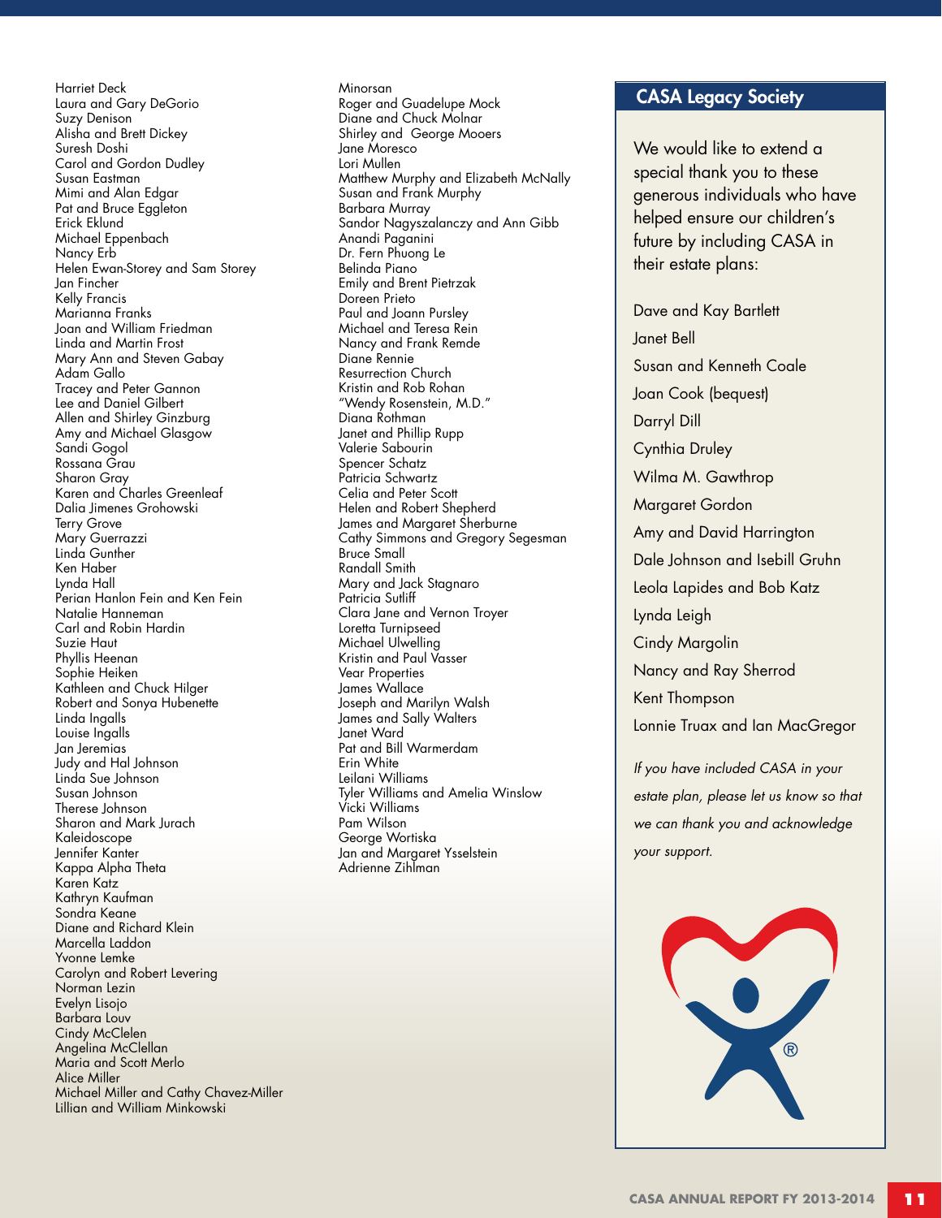Harriet Deck
Laura and Gary DeGorio
Suzy Denison
Alisha and Brett Dickey
Suresh Doshi
Carol and Gordon Dudley
Susan Eastman
Mimi and Alan Edgar
Pat and Bruce Eggleton
Erick Eklund
Michael Eppenbach
Nancy Erb
Helen Ewan-Storey and Sam Storey
Jan Fincher
Kelly Francis
Marianna Franks
Joan and William Friedman
Linda and Martin Frost
Mary Ann and Steven Gabay
Adam Gallo
Tracey and Peter Gannon
Lee and Daniel Gilbert
Allen and Shirley Ginzburg
Amy and Michael Glasgow
Sandi Gogol
Rossana Grau
Sharon Gray
Karen and Charles Greenleaf
Dalia Jimenes Grohowski
Terry Grove
Mary Guerrazzi
Linda Gunther
Ken Haber
Lynda Hall
Perian Hanlon Fein and Ken Fein
Natalie Hanneman
Carl and Robin Hardin
Suzie Haut
Phyllis Heenan
Sophie Heiken
Kathleen and Chuck Hilger
Robert and Sonya Hubenette
Linda Ingalls
Louise Ingalls
Jan Jeremias
Judy and Hal Johnson
Linda Sue Johnson
Susan Johnson
Therese Johnson
Sharon and Mark Jurach
Kaleidoscope
Jennifer Kanter
Kappa Alpha Theta
Karen Katz
Kathryn Kaufman
Sondra Keane
Diane and Richard Klein
Marcella Laddon
Yvonne Lemke
Carolyn and Robert Levering
Norman Lezin
Evelyn Lisojo
Barbara Louv
Cindy McClelen
Angelina McClellan
Maria and Scott Merlo
Alice Miller
Michael Miller and Cathy Chavez-Miller
Lillian and William Minkowski
Minorsan
Roger and Guadelupe Mock
Diane and Chuck Molnar
Shirley and George Mooers
Jane Moresco
Lori Mullen
Matthew Murphy and Elizabeth McNally
Susan and Frank Murphy
Barbara Murray
Sandor Nagyszalanczy and Ann Gibb
Anandi Paganini
Dr. Fern Phuong Le
Belinda Piano
Emily and Brent Pietrzak
Doreen Prieto
Paul and Joann Pursley
Michael and Teresa Rein
Nancy and Frank Remde
Diane Rennie
Resurrection Church
Kristin and Rob Rohan
"Wendy Rosenstein, M.D."
Diana Rothman
Janet and Phillip Rupp
Valerie Sabourin
Spencer Schatz
Patricia Schwartz
Celia and Peter Scott
Helen and Robert Shepherd
James and Margaret Sherburne
Cathy Simmons and Gregory Segesman
Bruce Small
Randall Smith
Mary and Jack Stagnaro
Patricia Sutliff
Clara Jane and Vernon Troyer
Loretta Turnipseed
Michael Ulwelling
Kristin and Paul Vasser
Vear Properties
James Wallace
Joseph and Marilyn Walsh
James and Sally Walters
Janet Ward
Pat and Bill Warmerdam
Erin White
Leilani Williams
Tyler Williams and Amelia Winslow
Vicki Williams
Pam Wilson
George Wortiska
Jan and Margaret Ysselstein
Adrienne Zihlman

## CASA Legacy Society

We would like to extend a special thank you to these generous individuals who have helped ensure our children's future by including CASA in their estate plans:

Dave and Kay Bartlett
Janet Bell
Susan and Kenneth Coale
Joan Cook (bequest)
Darryl Dill
Cynthia Druley
Wilma M. Gawthrop
Margaret Gordon
Amy and David Harrington
Dale Johnson and Isebill Gruhn
Leola Lapides and Bob Katz
Lynda Leigh
Cindy Margolin
Nancy and Ray Sherrod
Kent Thompson
Lonnie Truax and Ian MacGregor

*If you have included CASA in your estate plan, please let us know so that we can thank you and acknowledge your support.*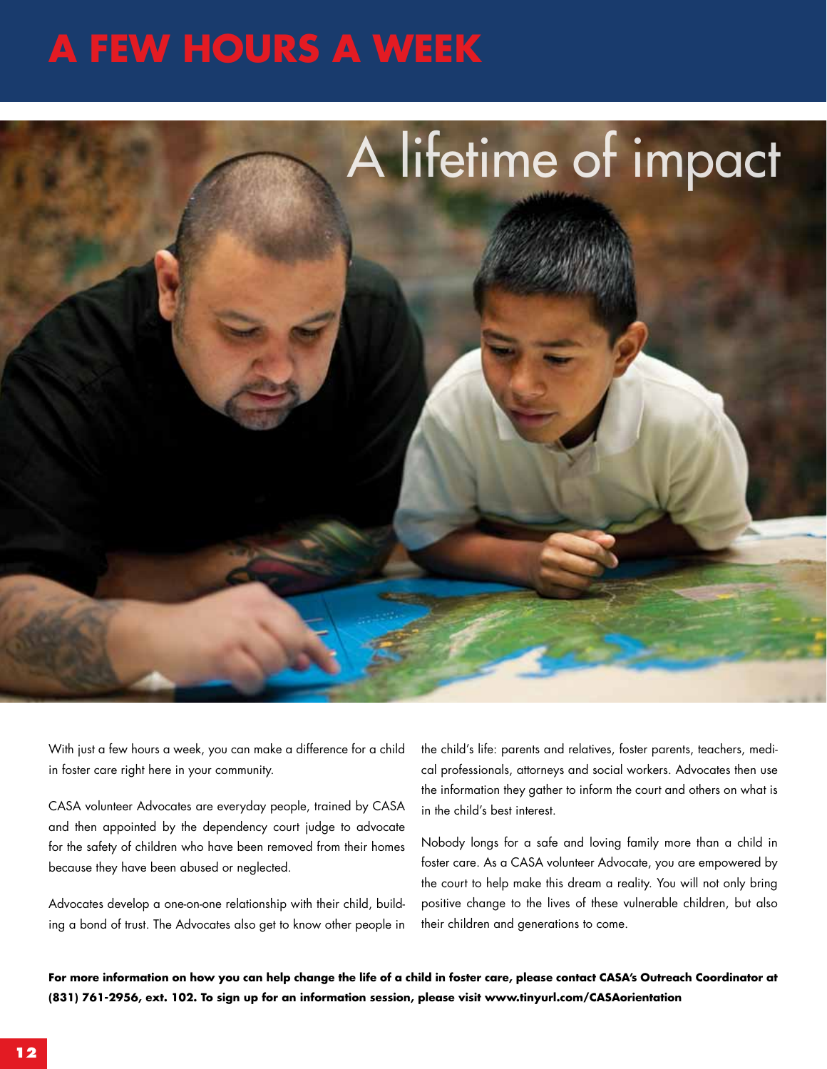# A FEW HOURS A WEEK

## A lifetime of impact

With just a few hours a week, you can make a difference for a child in foster care right here in your community.

CASA volunteer Advocates are everyday people, trained by CASA and then appointed by the dependency court judge to advocate for the safety of children who have been removed from their homes because they have been abused or neglected.

Advocates develop a one-on-one relationship with their child, building a bond of trust. The Advocates also get to know other people in the child's life: parents and relatives, foster parents, teachers, medical professionals, attorneys and social workers. Advocates then use the information they gather to inform the court and others on what is in the child's best interest.

Nobody longs for a safe and loving family more than a child in foster care. As a CASA volunteer Advocate, you are empowered by the court to help make this dream a reality. You will not only bring positive change to the lives of these vulnerable children, but also their children and generations to come.

**For more information on how you can help change the life of a child in foster care, please contact CASA's Outreach Coordinator at (831) 761-2956, ext. 102. To sign up for an information session, please visit www.tinyurl.com/CASAorientation**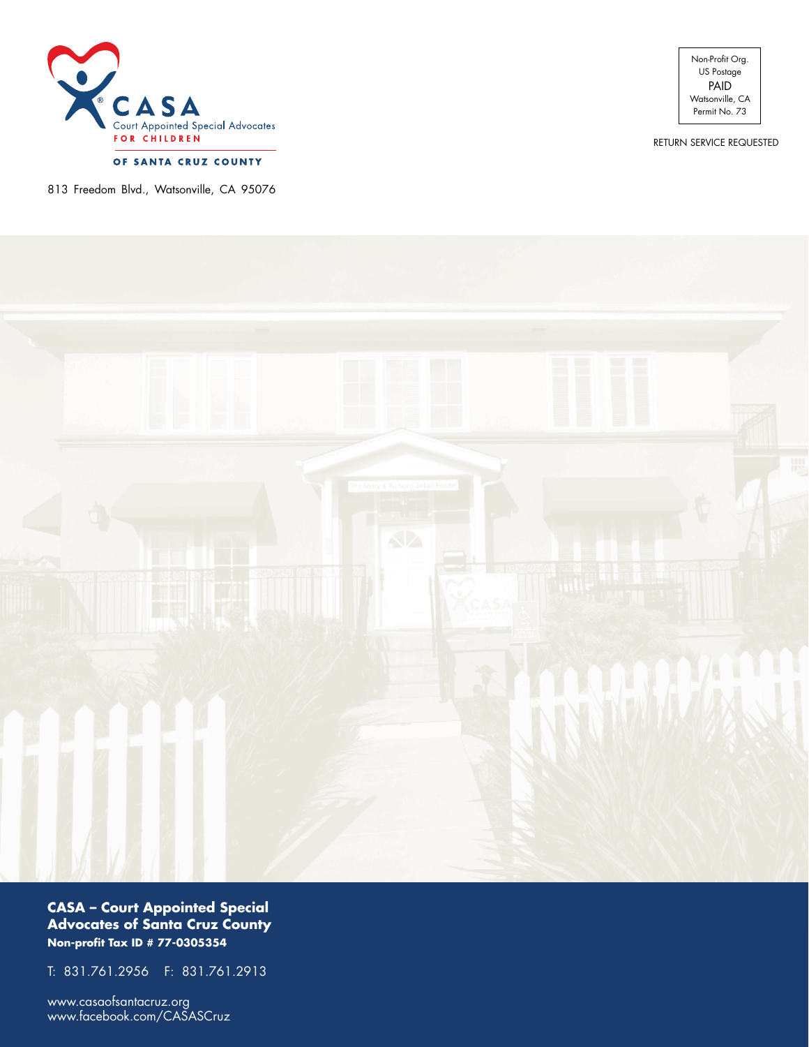CASA

Court Appointed Special Advocates

FOR CHILDREN

OF SANTA CRUZ COUNTY

813 Freedom Blvd., Watsonville, CA 95076

Non-Profit Org.
US Postage
PAID
Watsonville, CA
Permit No. 73

RETURN SERVICE REQUESTED

**CASA – Court Appointed Special Advocates of Santa Cruz County**

**Non-profit Tax ID # 77-0305354**

T: 831.761.2956   F: 831.761.2913

www.casaofsantacruz.org
www.facebook.com/CASASCruz